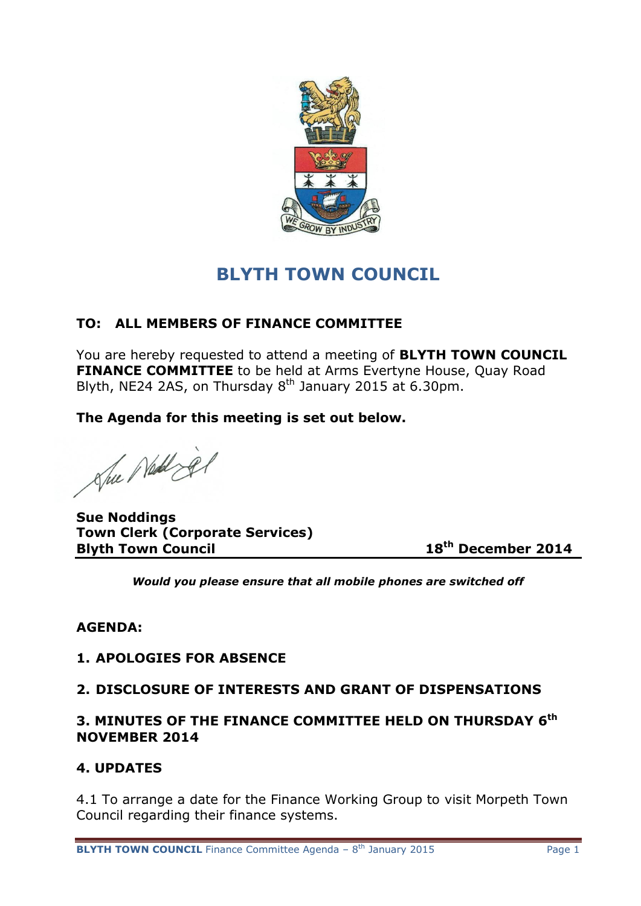# BLYTH TOWN COUNCIL

**TO: ALL MEMBERS OF FINANCE COMMITTEE**

You are hereby requested to attend a meeting of **BLYTH TOWN COUNCIL FINANCE COMMITTEE** to be held at Arms Evertyne House, Quay Road Blyth, NE24 2AS, on Thursday 8th January 2015 at 6.30pm.

**The Agenda for this meeting is set out below.**

**Sue Noddings**
**Town Clerk (Corporate Services)**
**Blyth Town Council** **18th December 2014**

***Would you please ensure that all mobile phones are switched off***

**AGENDA:**

**1. APOLOGIES FOR ABSENCE**

**2. DISCLOSURE OF INTERESTS AND GRANT OF DISPENSATIONS**

**3. MINUTES OF THE FINANCE COMMITTEE HELD ON THURSDAY 6th NOVEMBER 2014**

**4. UPDATES**

4.1 To arrange a date for the Finance Working Group to visit Morpeth Town Council regarding their finance systems.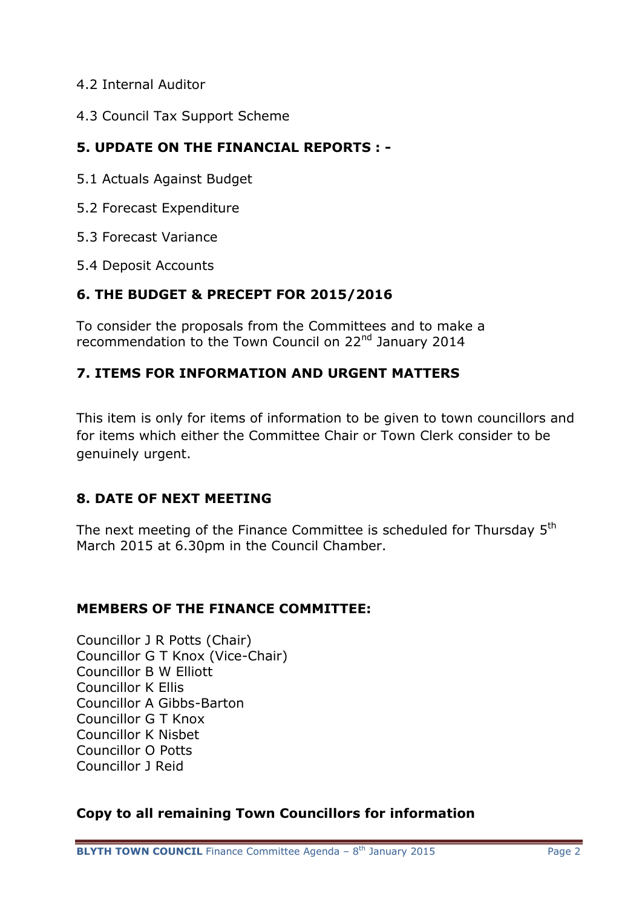4.2 Internal Auditor

4.3 Council Tax Support Scheme

## 5. UPDATE ON THE FINANCIAL REPORTS : -

5.1 Actuals Against Budget

5.2 Forecast Expenditure

5.3 Forecast Variance

5.4 Deposit Accounts

## 6. THE BUDGET & PRECEPT FOR 2015/2016

To consider the proposals from the Committees and to make a recommendation to the Town Council on 22nd January 2014

## 7. ITEMS FOR INFORMATION AND URGENT MATTERS

This item is only for items of information to be given to town councillors and for items which either the Committee Chair or Town Clerk consider to be genuinely urgent.

## 8. DATE OF NEXT MEETING

The next meeting of the Finance Committee is scheduled for Thursday 5th March 2015 at 6.30pm in the Council Chamber.

**MEMBERS OF THE FINANCE COMMITTEE:**

Councillor J R Potts (Chair)
Councillor G T Knox (Vice-Chair)
Councillor B W Elliott
Councillor K Ellis
Councillor A Gibbs-Barton
Councillor G T Knox
Councillor K Nisbet
Councillor O Potts
Councillor J Reid

**Copy to all remaining Town Councillors for information**